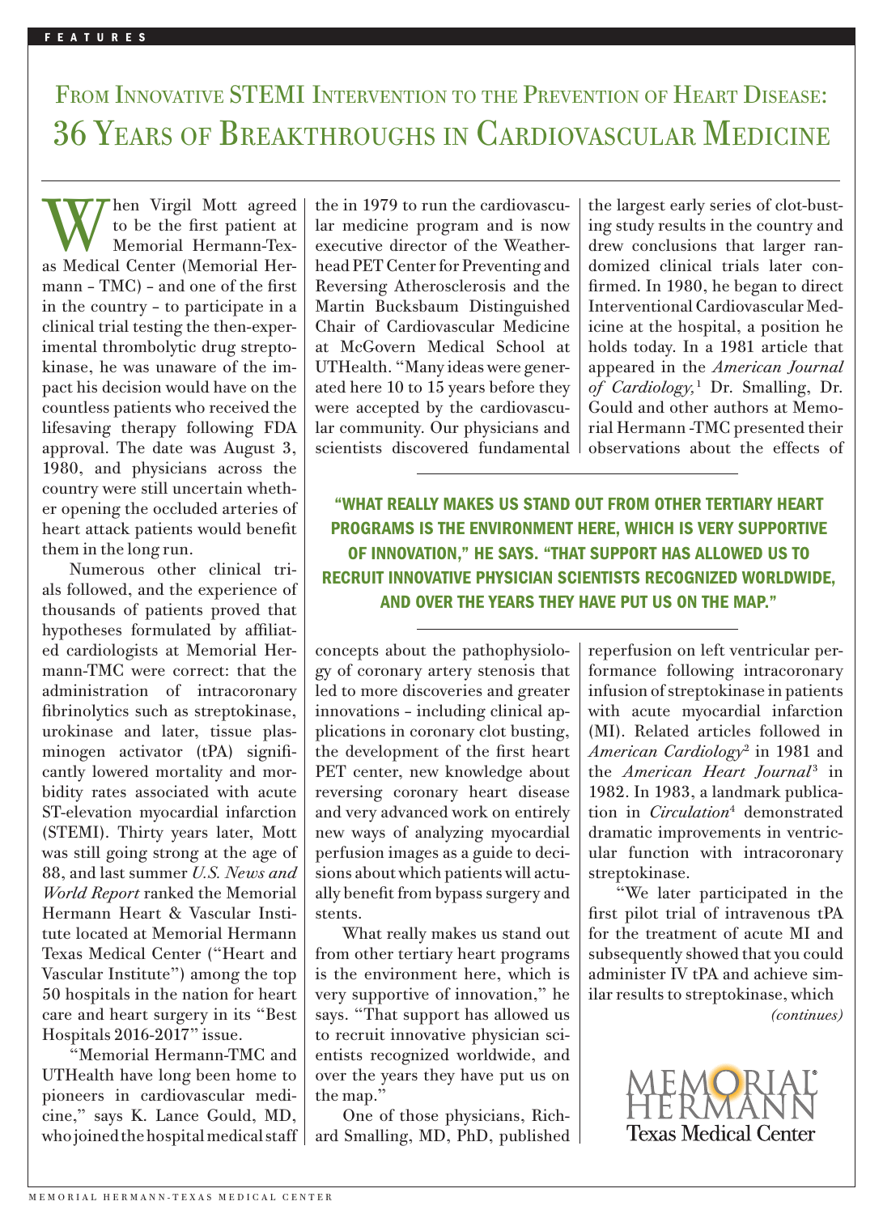# From Innovative STEMI Intervention to the Prevention of Heart Disease: 36 Years of Breakthroughs in Cardiovascular Medicine

When Virgil Mott agreed to be the first patient at Memorial Hermann-Texas Medical Center (Memorial Hermann – TMC) – and one of the first in the country – to participate in a clinical trial testing the then-experimental thrombolytic drug streptokinase, he was unaware of the impact his decision would have on the countless patients who received the lifesaving therapy following FDA approval. The date was August 3, 1980, and physicians across the country were still uncertain whether opening the occluded arteries of heart attack patients would benefit them in the long run.

Numerous other clinical trials followed, and the experience of thousands of patients proved that hypotheses formulated by affiliated cardiologists at Memorial Hermann-TMC were correct: that the administration of intracoronary fibrinolytics such as streptokinase, urokinase and later, tissue plasminogen activator (tPA) significantly lowered mortality and morbidity rates associated with acute ST-elevation myocardial infarction (STEMI). Thirty years later, Mott was still going strong at the age of 88, and last summer *U.S. News and World Report* ranked the Memorial Hermann Heart & Vascular Institute located at Memorial Hermann Texas Medical Center ("Heart and Vascular Institute") among the top 50 hospitals in the nation for heart care and heart surgery in its "Best Hospitals 2016-2017" issue.

"Memorial Hermann-TMC and UTHealth have long been home to pioneers in cardiovascular medicine," says K. Lance Gould, MD, who joined the hospital medical staff the in 1979 to run the cardiovascular medicine program and is now executive director of the Weatherhead PET Center for Preventing and Reversing Atherosclerosis and the Martin Bucksbaum Distinguished Chair of Cardiovascular Medicine at McGovern Medical School at UTHealth. "Many ideas were generated here 10 to 15 years before they were accepted by the cardiovascular community. Our physicians and scientists discovered fundamental concepts about the pathophysiology of coronary artery stenosis that led to more discoveries and greater innovations – including clinical applications in coronary clot busting, the development of the first heart PET center, new knowledge about reversing coronary heart disease and very advanced work on entirely new ways of analyzing myocardial perfusion images as a guide to decisions about which patients will actually benefit from bypass surgery and stents.

**"WHAT REALLY MAKES US STAND OUT FROM OTHER TERTIARY HEART PROGRAMS IS THE ENVIRONMENT HERE, WHICH IS VERY SUPPORTIVE OF INNOVATION," HE SAYS. "THAT SUPPORT HAS ALLOWED US TO RECRUIT INNOVATIVE PHYSICIAN SCIENTISTS RECOGNIZED WORLDWIDE, AND OVER THE YEARS THEY HAVE PUT US ON THE MAP."**

What really makes us stand out from other tertiary heart programs is the environment here, which is very supportive of innovation," he says. "That support has allowed us to recruit innovative physician scientists recognized worldwide, and over the years they have put us on the map."

One of those physicians, Richard Smalling, MD, PhD, published the largest early series of clot-busting study results in the country and drew conclusions that larger randomized clinical trials later confirmed. In 1980, he began to direct Interventional Cardiovascular Medicine at the hospital, a position he holds today. In a 1981 article that appeared in the *American Journal of Cardiology*,[1] Dr. Smalling, Dr. Gould and other authors at Memorial Hermann -TMC presented their observations about the effects of reperfusion on left ventricular performance following intracoronary infusion of streptokinase in patients with acute myocardial infarction (MI). Related articles followed in *American Cardiology*[2] in 1981 and the *American Heart Journal*[3] in 1982. In 1983, a landmark publication in *Circulation*[4] demonstrated dramatic improvements in ventricular function with intracoronary streptokinase.

"We later participated in the first pilot trial of intravenous tPA for the treatment of acute MI and subsequently showed that you could administer IV tPA and achieve similar results to streptokinase, which

*(continues)*

Memorial Hermann Texas Medical Center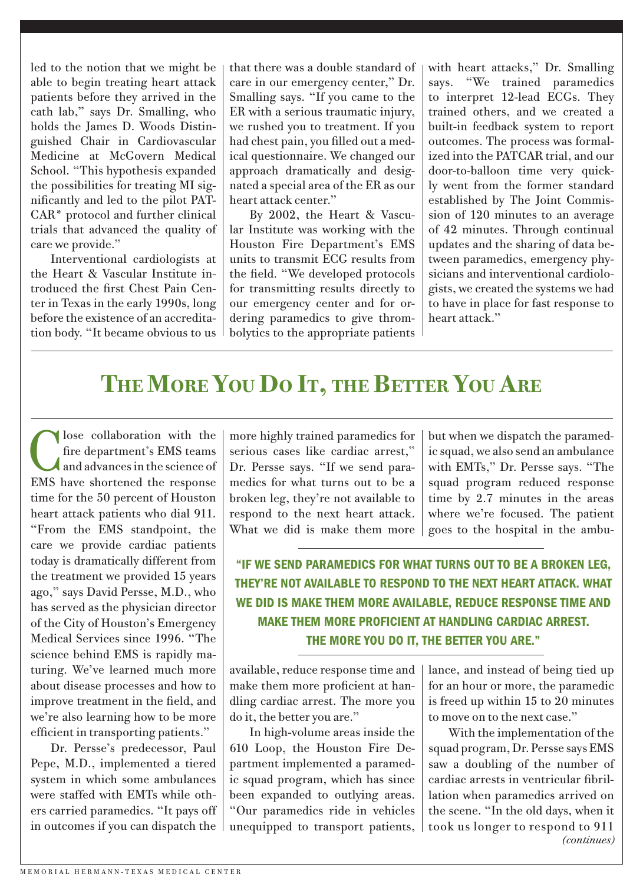led to the notion that we might be able to begin treating heart attack patients before they arrived in the cath lab," says Dr. Smalling, who holds the James D. Woods Distinguished Chair in Cardiovascular Medicine at McGovern Medical School. "This hypothesis expanded the possibilities for treating MI significantly and led to the pilot PATCAR* protocol and further clinical trials that advanced the quality of care we provide."

Interventional cardiologists at the Heart & Vascular Institute introduced the first Chest Pain Center in Texas in the early 1990s, long before the existence of an accreditation body. "It became obvious to us that there was a double standard of care in our emergency center," Dr. Smalling says. "If you came to the ER with a serious traumatic injury, we rushed you to treatment. If you had chest pain, you filled out a medical questionnaire. We changed our approach dramatically and designated a special area of the ER as our heart attack center."

By 2002, the Heart & Vascular Institute was working with the Houston Fire Department's EMS units to transmit ECG results from the field. "We developed protocols for transmitting results directly to our emergency center and for ordering paramedics to give thrombolytics to the appropriate patients with heart attacks," Dr. Smalling says. "We trained paramedics to interpret 12-lead ECGs. They trained others, and we created a built-in feedback system to report outcomes. The process was formalized into the PATCAR trial, and our door-to-balloon time very quickly went from the former standard established by The Joint Commission of 120 minutes to an average of 42 minutes. Through continual updates and the sharing of data between paramedics, emergency physicians and interventional cardiologists, we created the systems we had to have in place for fast response to heart attack."

## The More You Do It, the Better You Are

Close collaboration with the fire department's EMS teams and advances in the science of EMS have shortened the response time for the 50 percent of Houston heart attack patients who dial 911. "From the EMS standpoint, the care we provide cardiac patients today is dramatically different from the treatment we provided 15 years ago," says David Persse, M.D., who has served as the physician director of the City of Houston's Emergency Medical Services since 1996. "The science behind EMS is rapidly maturing. We've learned much more about disease processes and how to improve treatment in the field, and we're also learning how to be more efficient in transporting patients."

Dr. Persse's predecessor, Paul Pepe, M.D., implemented a tiered system in which some ambulances were staffed with EMTs while others carried paramedics. "It pays off in outcomes if you can dispatch the more highly trained paramedics for serious cases like cardiac arrest," Dr. Persse says. "If we send paramedics for what turns out to be a broken leg, they're not available to respond to the next heart attack. What we did is make them more available, reduce response time and make them more proficient at handling cardiac arrest. The more you do it, the better you are."

> **"IF WE SEND PARAMEDICS FOR WHAT TURNS OUT TO BE A BROKEN LEG, THEY'RE NOT AVAILABLE TO RESPOND TO THE NEXT HEART ATTACK. WHAT WE DID IS MAKE THEM MORE AVAILABLE, REDUCE RESPONSE TIME AND MAKE THEM MORE PROFICIENT AT HANDLING CARDIAC ARREST. THE MORE YOU DO IT, THE BETTER YOU ARE."**

In high-volume areas inside the 610 Loop, the Houston Fire Department implemented a paramedic squad program, which has since been expanded to outlying areas. "Our paramedics ride in vehicles unequipped to transport patients, but when we dispatch the paramedic squad, we also send an ambulance with EMTs," Dr. Persse says. "The squad program reduced response time by 2.7 minutes in the areas where we're focused. The patient goes to the hospital in the ambulance, and instead of being tied up for an hour or more, the paramedic is freed up within 15 to 20 minutes to move on to the next case."

With the implementation of the squad program, Dr. Persse says EMS saw a doubling of the number of cardiac arrests in ventricular fibrillation when paramedics arrived on the scene. "In the old days, when it took us longer to respond to 911

*(continues)*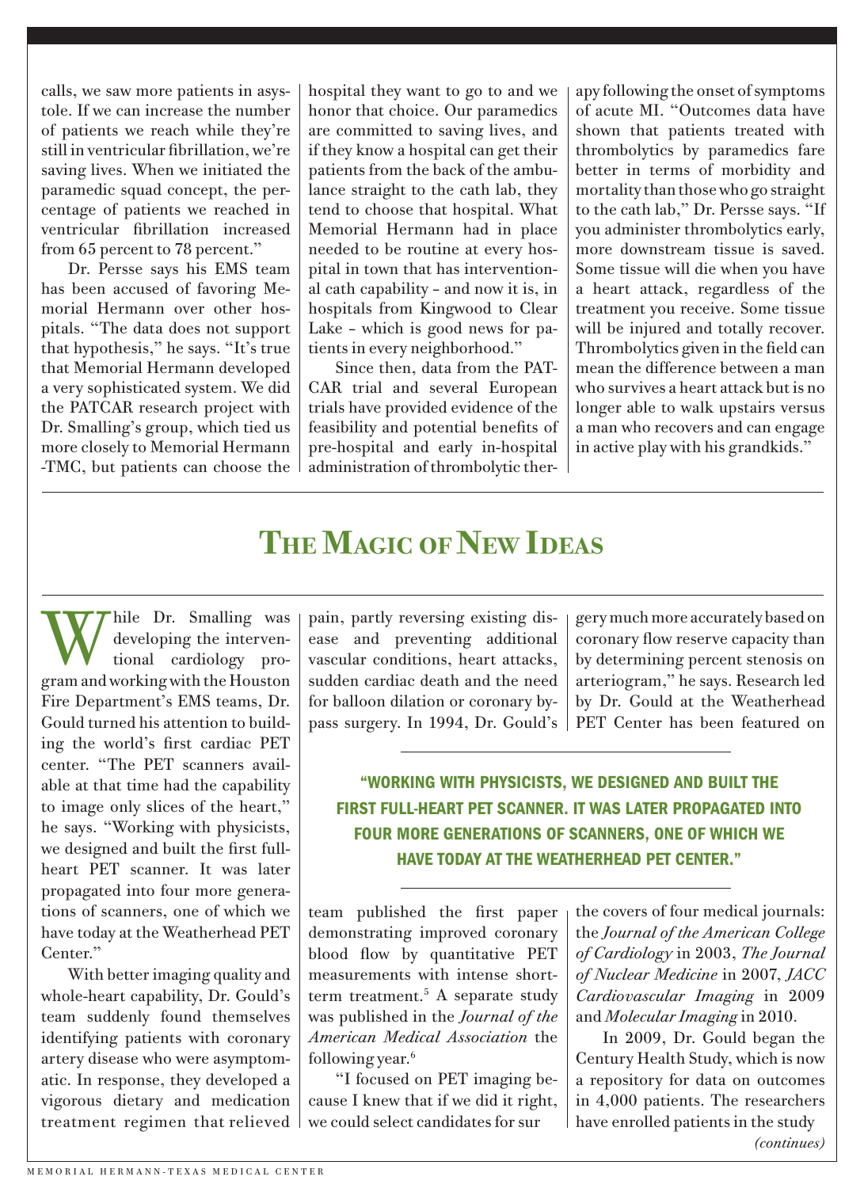calls, we saw more patients in asystole. If we can increase the number of patients we reach while they're still in ventricular fibrillation, we're saving lives. When we initiated the paramedic squad concept, the percentage of patients we reached in ventricular fibrillation increased from 65 percent to 78 percent."

Dr. Persse says his EMS team has been accused of favoring Memorial Hermann over other hospitals. "The data does not support that hypothesis," he says. "It's true that Memorial Hermann developed a very sophisticated system. We did the PATCAR research project with Dr. Smalling's group, which tied us more closely to Memorial Hermann -TMC, but patients can choose the hospital they want to go to and we honor that choice. Our paramedics are committed to saving lives, and if they know a hospital can get their patients from the back of the ambulance straight to the cath lab, they tend to choose that hospital. What Memorial Hermann had in place needed to be routine at every hospital in town that has interventional cath capability – and now it is, in hospitals from Kingwood to Clear Lake – which is good news for patients in every neighborhood."

Since then, data from the PATCAR trial and several European trials have provided evidence of the feasibility and potential benefits of pre-hospital and early in-hospital administration of thrombolytic therapy following the onset of symptoms of acute MI. "Outcomes data have shown that patients treated with thrombolytics by paramedics fare better in terms of morbidity and mortality than those who go straight to the cath lab," Dr. Persse says. "If you administer thrombolytics early, more downstream tissue is saved. Some tissue will die when you have a heart attack, regardless of the treatment you receive. Some tissue will be injured and totally recover. Thrombolytics given in the field can mean the difference between a man who survives a heart attack but is no longer able to walk upstairs versus a man who recovers and can engage in active play with his grandkids."

## The Magic of New Ideas

While Dr. Smalling was developing the interventional cardiology program and working with the Houston Fire Department's EMS teams, Dr. Gould turned his attention to building the world's first cardiac PET center. "The PET scanners available at that time had the capability to image only slices of the heart," he says. "Working with physicists, we designed and built the first full-heart PET scanner. It was later propagated into four more generations of scanners, one of which we have today at the Weatherhead PET Center."

With better imaging quality and whole-heart capability, Dr. Gould's team suddenly found themselves identifying patients with coronary artery disease who were asymptomatic. In response, they developed a vigorous dietary and medication treatment regimen that relieved pain, partly reversing existing disease and preventing additional vascular conditions, heart attacks, sudden cardiac death and the need for balloon dilation or coronary bypass surgery. In 1994, Dr. Gould's team published the first paper demonstrating improved coronary blood flow by quantitative PET measurements with intense short-term treatment.[5] A separate study was published in the *Journal of the American Medical Association* the following year.[6]

**"WORKING WITH PHYSICISTS, WE DESIGNED AND BUILT THE FIRST FULL-HEART PET SCANNER. IT WAS LATER PROPAGATED INTO FOUR MORE GENERATIONS OF SCANNERS, ONE OF WHICH WE HAVE TODAY AT THE WEATHERHEAD PET CENTER."**

"I focused on PET imaging because I knew that if we did it right, we could select candidates for surgery much more accurately based on coronary flow reserve capacity than by determining percent stenosis on arteriogram," he says. Research led by Dr. Gould at the Weatherhead PET Center has been featured on the covers of four medical journals: the *Journal of the American College of Cardiology* in 2003, *The Journal of Nuclear Medicine* in 2007, *JACC Cardiovascular Imaging* in 2009 and *Molecular Imaging* in 2010.

In 2009, Dr. Gould began the Century Health Study, which is now a repository for data on outcomes in 4,000 patients. The researchers have enrolled patients in the study

*(continues)*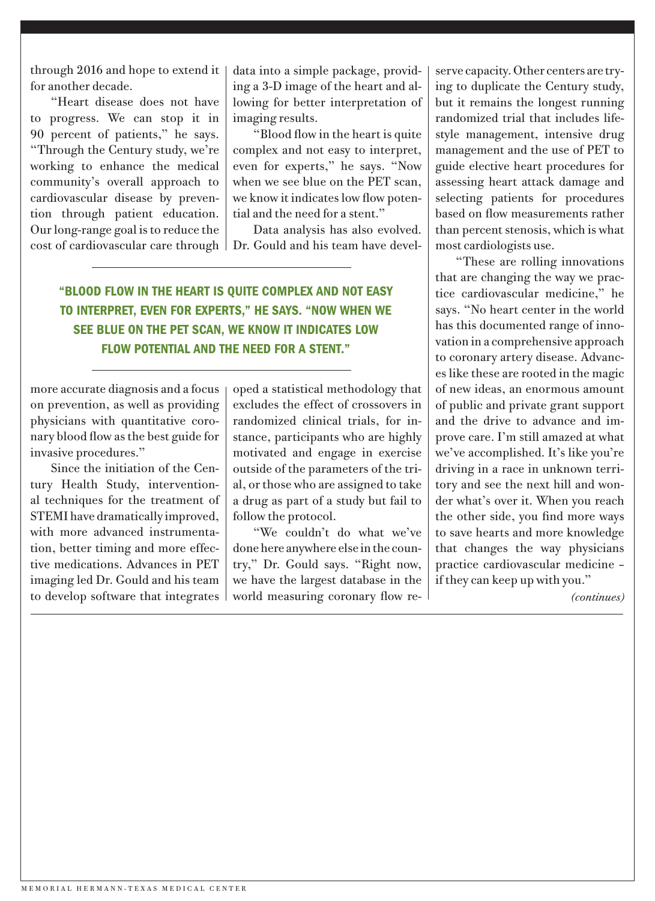through 2016 and hope to extend it for another decade.

"Heart disease does not have to progress. We can stop it in 90 percent of patients," he says. "Through the Century study, we're working to enhance the medical community's overall approach to cardiovascular disease by prevention through patient education. Our long-range goal is to reduce the cost of cardiovascular care through more accurate diagnosis and a focus on prevention, as well as providing physicians with quantitative coronary blood flow as the best guide for invasive procedures."

Since the initiation of the Century Health Study, interventional techniques for the treatment of STEMI have dramatically improved, with more advanced instrumentation, better timing and more effective medications. Advances in PET imaging led Dr. Gould and his team to develop software that integrates data into a simple package, providing a 3-D image of the heart and allowing for better interpretation of imaging results.

"Blood flow in the heart is quite complex and not easy to interpret, even for experts," he says. "Now when we see blue on the PET scan, we know it indicates low flow potential and the need for a stent."

Data analysis has also evolved. Dr. Gould and his team have developed a statistical methodology that excludes the effect of crossovers in randomized clinical trials, for instance, participants who are highly motivated and engage in exercise outside of the parameters of the trial, or those who are assigned to take a drug as part of a study but fail to follow the protocol.

**"BLOOD FLOW IN THE HEART IS QUITE COMPLEX AND NOT EASY TO INTERPRET, EVEN FOR EXPERTS," HE SAYS. "NOW WHEN WE SEE BLUE ON THE PET SCAN, WE KNOW IT INDICATES LOW FLOW POTENTIAL AND THE NEED FOR A STENT."**

"We couldn't do what we've done here anywhere else in the country," Dr. Gould says. "Right now, we have the largest database in the world measuring coronary flow reserve capacity. Other centers are trying to duplicate the Century study, but it remains the longest running randomized trial that includes lifestyle management, intensive drug management and the use of PET to guide elective heart procedures for assessing heart attack damage and selecting patients for procedures based on flow measurements rather than percent stenosis, which is what most cardiologists use.

"These are rolling innovations that are changing the way we practice cardiovascular medicine," he says. "No heart center in the world has this documented range of innovation in a comprehensive approach to coronary artery disease. Advances like these are rooted in the magic of new ideas, an enormous amount of public and private grant support and the drive to advance and improve care. I'm still amazed at what we've accomplished. It's like you're driving in a race in unknown territory and see the next hill and wonder what's over it. When you reach the other side, you find more ways to save hearts and more knowledge that changes the way physicians practice cardiovascular medicine – if they can keep up with you."

*(continues)*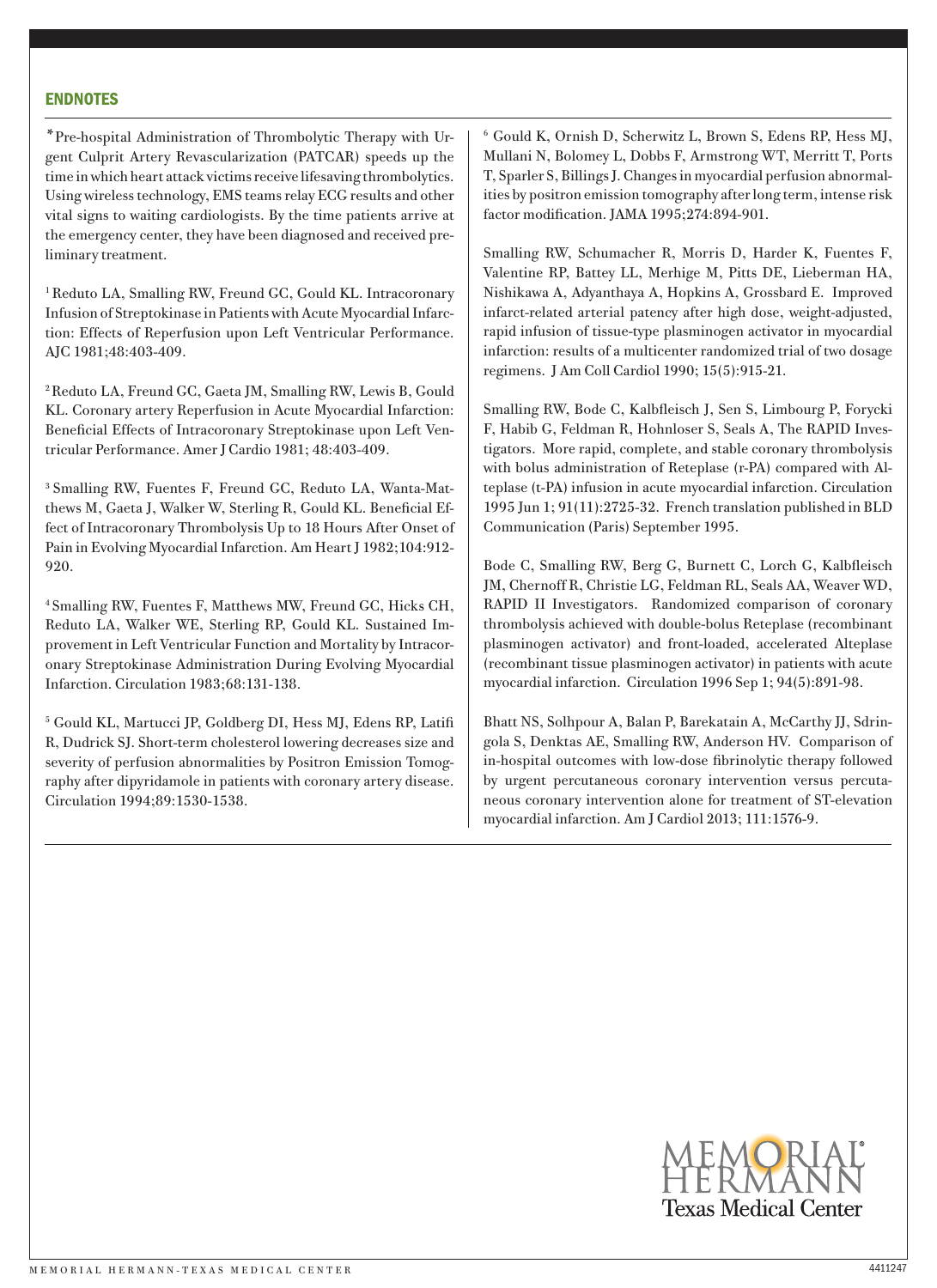## ENDNOTES

*Pre-hospital Administration of Thrombolytic Therapy with Urgent Culprit Artery Revascularization (PATCAR) speeds up the time in which heart attack victims receive lifesaving thrombolytics. Using wireless technology, EMS teams relay ECG results and other vital signs to waiting cardiologists. By the time patients arrive at the emergency center, they have been diagnosed and received preliminary treatment.

[1] Reduto LA, Smalling RW, Freund GC, Gould KL. Intracoronary Infusion of Streptokinase in Patients with Acute Myocardial Infarction: Effects of Reperfusion upon Left Ventricular Performance. AJC 1981;48:403-409.

[2] Reduto LA, Freund GC, Gaeta JM, Smalling RW, Lewis B, Gould KL. Coronary artery Reperfusion in Acute Myocardial Infarction: Beneficial Effects of Intracoronary Streptokinase upon Left Ventricular Performance. Amer J Cardio 1981; 48:403-409.

[3] Smalling RW, Fuentes F, Freund GC, Reduto LA, Wanta-Matthews M, Gaeta J, Walker W, Sterling R, Gould KL. Beneficial Effect of Intracoronary Thrombolysis Up to 18 Hours After Onset of Pain in Evolving Myocardial Infarction. Am Heart J 1982;104:912-920.

[4] Smalling RW, Fuentes F, Matthews MW, Freund GC, Hicks CH, Reduto LA, Walker WE, Sterling RP, Gould KL. Sustained Improvement in Left Ventricular Function and Mortality by Intracoronary Streptokinase Administration During Evolving Myocardial Infarction. Circulation 1983;68:131-138.

[5] Gould KL, Martucci JP, Goldberg DI, Hess MJ, Edens RP, Latifi R, Dudrick SJ. Short-term cholesterol lowering decreases size and severity of perfusion abnormalities by Positron Emission Tomography after dipyridamole in patients with coronary artery disease. Circulation 1994;89:1530-1538.

[6] Gould K, Ornish D, Scherwitz L, Brown S, Edens RP, Hess MJ, Mullani N, Bolomey L, Dobbs F, Armstrong WT, Merritt T, Ports T, Sparler S, Billings J. Changes in myocardial perfusion abnormalities by positron emission tomography after long term, intense risk factor modification. JAMA 1995;274:894-901.

Smalling RW, Schumacher R, Morris D, Harder K, Fuentes F, Valentine RP, Battey LL, Merhige M, Pitts DE, Lieberman HA, Nishikawa A, Adyanthaya A, Hopkins A, Grossbard E. Improved infarct-related arterial patency after high dose, weight-adjusted, rapid infusion of tissue-type plasminogen activator in myocardial infarction: results of a multicenter randomized trial of two dosage regimens. J Am Coll Cardiol 1990; 15(5):915-21.

Smalling RW, Bode C, Kalbfleisch J, Sen S, Limbourg P, Forycki F, Habib G, Feldman R, Hohnloser S, Seals A, The RAPID Investigators. More rapid, complete, and stable coronary thrombolysis with bolus administration of Reteplase (r-PA) compared with Alteplase (t-PA) infusion in acute myocardial infarction. Circulation 1995 Jun 1; 91(11):2725-32. French translation published in BLD Communication (Paris) September 1995.

Bode C, Smalling RW, Berg G, Burnett C, Lorch G, Kalbfleisch JM, Chernoff R, Christie LG, Feldman RL, Seals AA, Weaver WD, RAPID II Investigators. Randomized comparison of coronary thrombolysis achieved with double-bolus Reteplase (recombinant plasminogen activator) and front-loaded, accelerated Alteplase (recombinant tissue plasminogen activator) in patients with acute myocardial infarction. Circulation 1996 Sep 1; 94(5):891-98.

Bhatt NS, Solhpour A, Balan P, Barekatain A, McCarthy JJ, Sdringola S, Denktas AE, Smalling RW, Anderson HV. Comparison of in-hospital outcomes with low-dose fibrinolytic therapy followed by urgent percutaneous coronary intervention versus percutaneous coronary intervention alone for treatment of ST-elevation myocardial infarction. Am J Cardiol 2013; 111:1576-9.

MEMORIAL HERMANN
Texas Medical Center

4411247